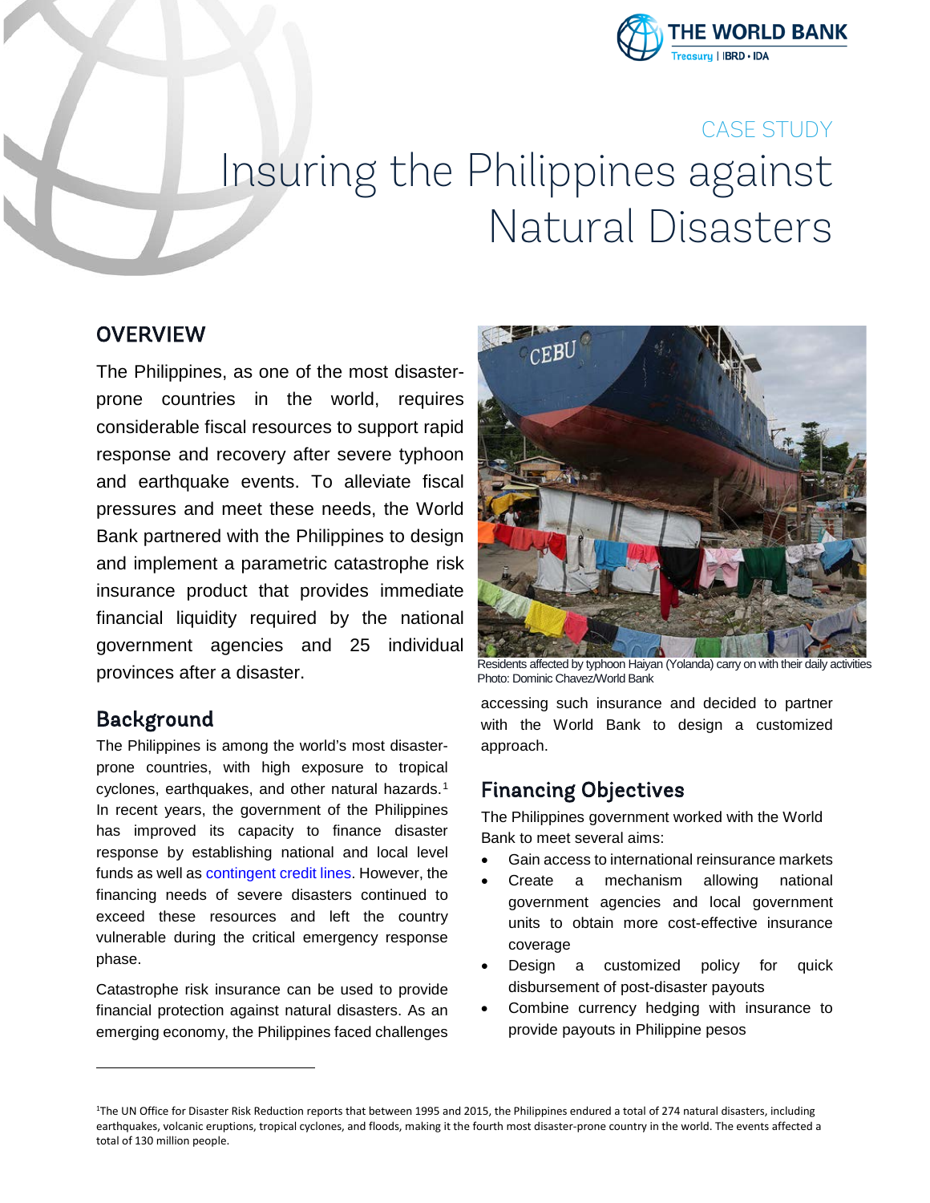CASE STUDY

# Insuring the Philippines against Natural Disasters

## OVERVIEW

The Philippines, as one of the most disaster-prone countries in the world, requires considerable fiscal resources to support rapid response and recovery after severe typhoon and earthquake events. To alleviate fiscal pressures and meet these needs, the World Bank partnered with the Philippines to design and implement a parametric catastrophe risk insurance product that provides immediate financial liquidity required by the national government agencies and 25 individual provinces after a disaster.

Residents affected by typhoon Haiyan (Yolanda) carry on with their daily activities
Photo: Dominic Chavez/World Bank

## Background

The Philippines is among the world's most disaster-prone countries, with high exposure to tropical cyclones, earthquakes, and other natural hazards.[1] In recent years, the government of the Philippines has improved its capacity to finance disaster response by establishing national and local level funds as well as contingent credit lines. However, the financing needs of severe disasters continued to exceed these resources and left the country vulnerable during the critical emergency response phase.

Catastrophe risk insurance can be used to provide financial protection against natural disasters. As an emerging economy, the Philippines faced challenges accessing such insurance and decided to partner with the World Bank to design a customized approach.

## Financing Objectives

The Philippines government worked with the World Bank to meet several aims:

- Gain access to international reinsurance markets
- Create a mechanism allowing national government agencies and local government units to obtain more cost-effective insurance coverage
- Design a customized policy for quick disbursement of post-disaster payouts
- Combine currency hedging with insurance to provide payouts in Philippine pesos

[1] The UN Office for Disaster Risk Reduction reports that between 1995 and 2015, the Philippines endured a total of 274 natural disasters, including earthquakes, volcanic eruptions, tropical cyclones, and floods, making it the fourth most disaster-prone country in the world. The events affected a total of 130 million people.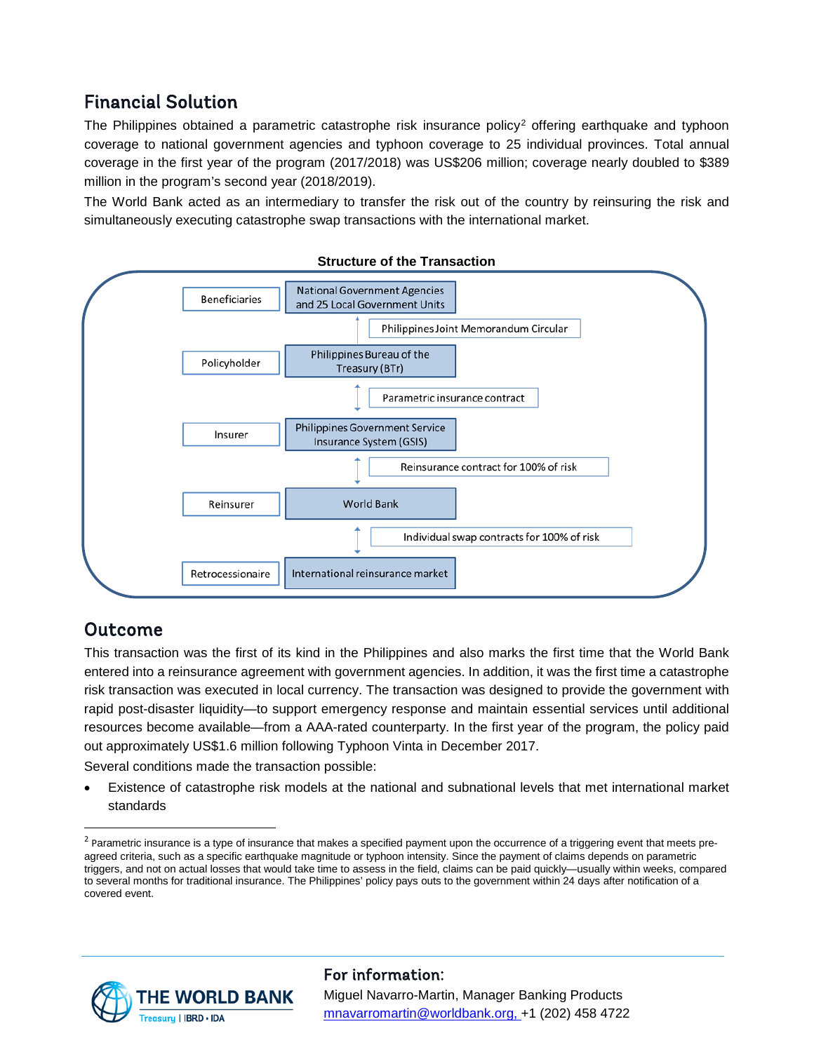## Financial Solution

The Philippines obtained a parametric catastrophe risk insurance policy[2] offering earthquake and typhoon coverage to national government agencies and typhoon coverage to 25 individual provinces. Total annual coverage in the first year of the program (2017/2018) was US$206 million; coverage nearly doubled to $389 million in the program's second year (2018/2019).

The World Bank acted as an intermediary to transfer the risk out of the country by reinsuring the risk and simultaneously executing catastrophe swap transactions with the international market.

**Structure of the Transaction**

| Role | Entity | Contract |
|---|---|---|
| Beneficiaries | National Government Agencies and 25 Local Government Units | |
| | | Philippines Joint Memorandum Circular |
| Policyholder | Philippines Bureau of the Treasury (BTr) | |
| | | Parametric insurance contract |
| Insurer | Philippines Government Service Insurance System (GSIS) | |
| | | Reinsurance contract for 100% of risk |
| Reinsurer | World Bank | |
| | | Individual swap contracts for 100% of risk |
| Retrocessionaire | International reinsurance market | |

## Outcome

This transaction was the first of its kind in the Philippines and also marks the first time that the World Bank entered into a reinsurance agreement with government agencies. In addition, it was the first time a catastrophe risk transaction was executed in local currency. The transaction was designed to provide the government with rapid post-disaster liquidity—to support emergency response and maintain essential services until additional resources become available—from a AAA-rated counterparty. In the first year of the program, the policy paid out approximately US$1.6 million following Typhoon Vinta in December 2017.

Several conditions made the transaction possible:

- Existence of catastrophe risk models at the national and subnational levels that met international market standards

[2] Parametric insurance is a type of insurance that makes a specified payment upon the occurrence of a triggering event that meets pre-agreed criteria, such as a specific earthquake magnitude or typhoon intensity. Since the payment of claims depends on parametric triggers, and not on actual losses that would take time to assess in the field, claims can be paid quickly—usually within weeks, compared to several months for traditional insurance. The Philippines' policy pays outs to the government within 24 days after notification of a covered event.

THE WORLD BANK
Treasury | IBRD • IDA

## For information:

Miguel Navarro-Martin, Manager Banking Products
mnavarromartin@worldbank.org, +1 (202) 458 4722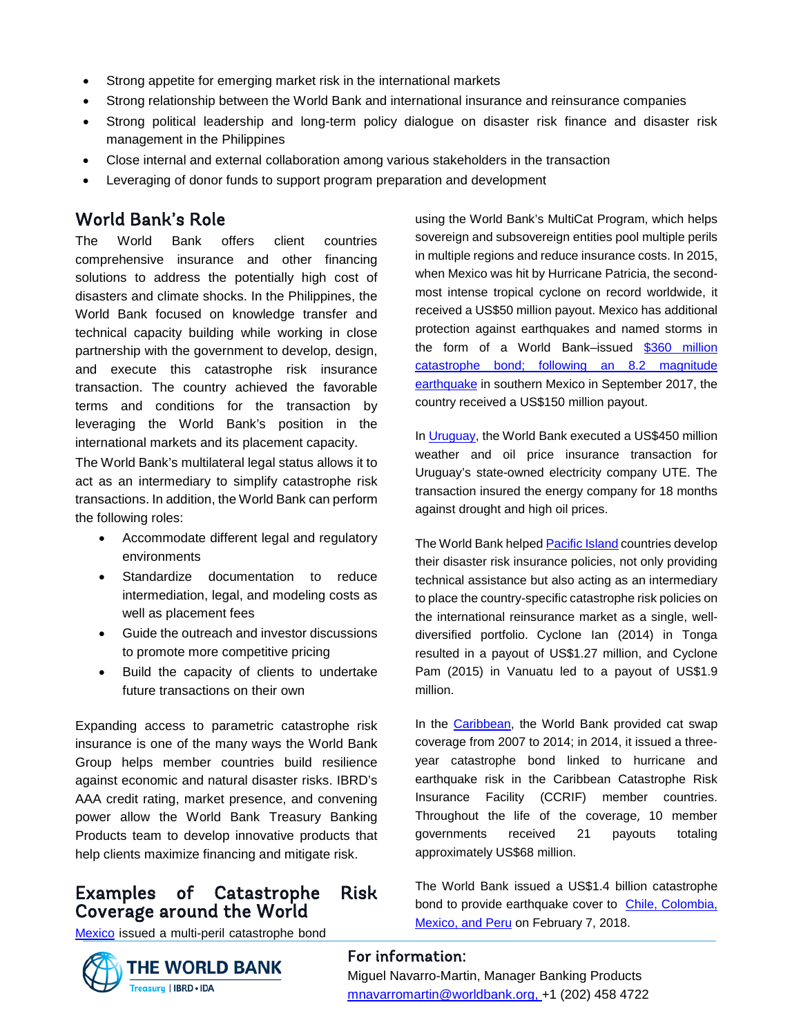- Strong appetite for emerging market risk in the international markets
- Strong relationship between the World Bank and international insurance and reinsurance companies
- Strong political leadership and long-term policy dialogue on disaster risk finance and disaster risk management in the Philippines
- Close internal and external collaboration among various stakeholders in the transaction
- Leveraging of donor funds to support program preparation and development

## World Bank's Role

The World Bank offers client countries comprehensive insurance and other financing solutions to address the potentially high cost of disasters and climate shocks. In the Philippines, the World Bank focused on knowledge transfer and technical capacity building while working in close partnership with the government to develop, design, and execute this catastrophe risk insurance transaction. The country achieved the favorable terms and conditions for the transaction by leveraging the World Bank's position in the international markets and its placement capacity.

The World Bank's multilateral legal status allows it to act as an intermediary to simplify catastrophe risk transactions. In addition, the World Bank can perform the following roles:

- Accommodate different legal and regulatory environments
- Standardize documentation to reduce intermediation, legal, and modeling costs as well as placement fees
- Guide the outreach and investor discussions to promote more competitive pricing
- Build the capacity of clients to undertake future transactions on their own

Expanding access to parametric catastrophe risk insurance is one of the many ways the World Bank Group helps member countries build resilience against economic and natural disaster risks. IBRD's AAA credit rating, market presence, and convening power allow the World Bank Treasury Banking Products team to develop innovative products that help clients maximize financing and mitigate risk.

## Examples of Catastrophe Risk Coverage around the World

Mexico issued a multi-peril catastrophe bond using the World Bank's MultiCat Program, which helps sovereign and subsovereign entities pool multiple perils in multiple regions and reduce insurance costs. In 2015, when Mexico was hit by Hurricane Patricia, the second-most intense tropical cyclone on record worldwide, it received a US$50 million payout. Mexico has additional protection against earthquakes and named storms in the form of a World Bank–issued $360 million catastrophe bond; following an 8.2 magnitude earthquake in southern Mexico in September 2017, the country received a US$150 million payout.

In Uruguay, the World Bank executed a US$450 million weather and oil price insurance transaction for Uruguay's state-owned electricity company UTE. The transaction insured the energy company for 18 months against drought and high oil prices.

The World Bank helped Pacific Island countries develop their disaster risk insurance policies, not only providing technical assistance but also acting as an intermediary to place the country-specific catastrophe risk policies on the international reinsurance market as a single, well-diversified portfolio. Cyclone Ian (2014) in Tonga resulted in a payout of US$1.27 million, and Cyclone Pam (2015) in Vanuatu led to a payout of US$1.9 million.

In the Caribbean, the World Bank provided cat swap coverage from 2007 to 2014; in 2014, it issued a three-year catastrophe bond linked to hurricane and earthquake risk in the Caribbean Catastrophe Risk Insurance Facility (CCRIF) member countries. Throughout the life of the coverage, 10 member governments received 21 payouts totaling approximately US$68 million.

The World Bank issued a US$1.4 billion catastrophe bond to provide earthquake cover to Chile, Colombia, Mexico, and Peru on February 7, 2018.

THE WORLD BANK
Treasury | IBRD • IDA

### For information:

Miguel Navarro-Martin, Manager Banking Products
mnavarromartin@worldbank.org, +1 (202) 458 4722